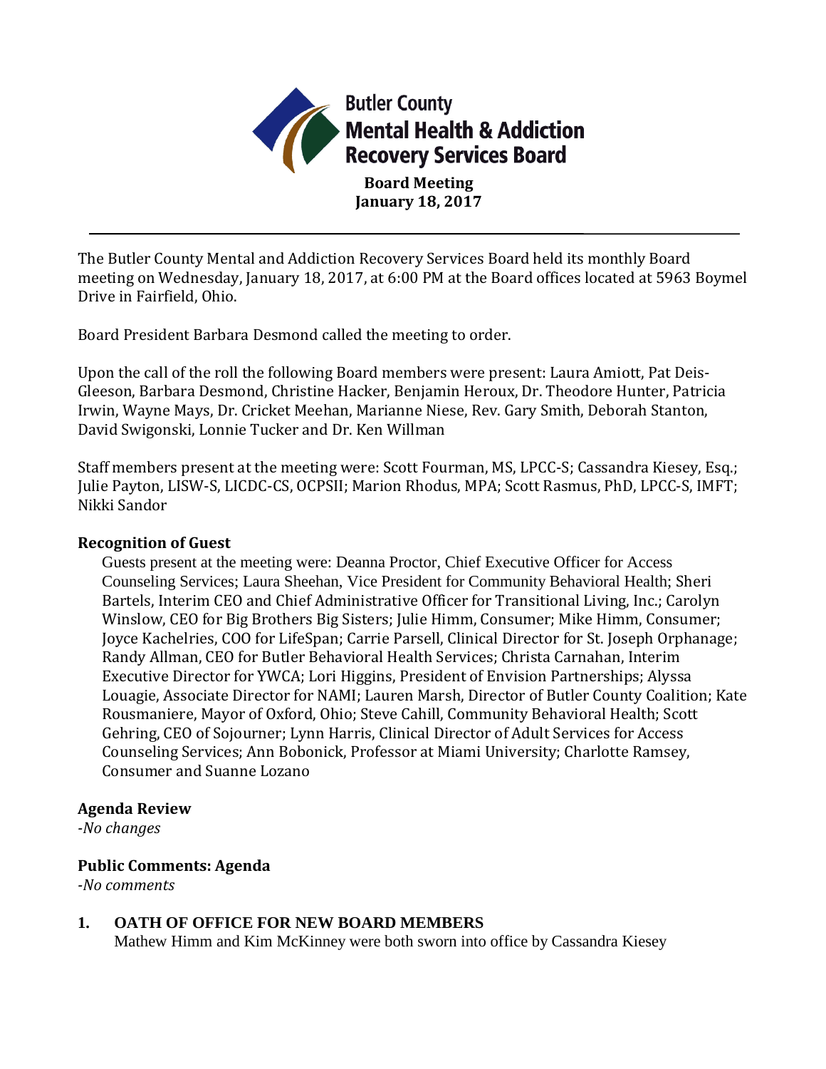# Butler County Mental Health & Addiction Recovery Services Board

**Board Meeting**
**January 18, 2017**

---

The Butler County Mental and Addiction Recovery Services Board held its monthly Board meeting on Wednesday, January 18, 2017, at 6:00 PM at the Board offices located at 5963 Boymel Drive in Fairfield, Ohio.

Board President Barbara Desmond called the meeting to order.

Upon the call of the roll the following Board members were present: Laura Amiott, Pat Deis-Gleeson, Barbara Desmond, Christine Hacker, Benjamin Heroux, Dr. Theodore Hunter, Patricia Irwin, Wayne Mays, Dr. Cricket Meehan, Marianne Niese, Rev. Gary Smith, Deborah Stanton, David Swigonski, Lonnie Tucker and Dr. Ken Willman

Staff members present at the meeting were: Scott Fourman, MS, LPCC-S; Cassandra Kiesey, Esq.; Julie Payton, LISW-S, LICDC-CS, OCPSII; Marion Rhodus, MPA; Scott Rasmus, PhD, LPCC-S, IMFT; Nikki Sandor

### Recognition of Guest

Guests present at the meeting were: Deanna Proctor, Chief Executive Officer for Access Counseling Services; Laura Sheehan, Vice President for Community Behavioral Health; Sheri Bartels, Interim CEO and Chief Administrative Officer for Transitional Living, Inc.; Carolyn Winslow, CEO for Big Brothers Big Sisters; Julie Himm, Consumer; Mike Himm, Consumer; Joyce Kachelries, COO for LifeSpan; Carrie Parsell, Clinical Director for St. Joseph Orphanage; Randy Allman, CEO for Butler Behavioral Health Services; Christa Carnahan, Interim Executive Director for YWCA; Lori Higgins, President of Envision Partnerships; Alyssa Louagie, Associate Director for NAMI; Lauren Marsh, Director of Butler County Coalition; Kate Rousmaniere, Mayor of Oxford, Ohio; Steve Cahill, Community Behavioral Health; Scott Gehring, CEO of Sojourner; Lynn Harris, Clinical Director of Adult Services for Access Counseling Services; Ann Bobonick, Professor at Miami University; Charlotte Ramsey, Consumer and Suanne Lozano

### Agenda Review

*-No changes*

### Public Comments: Agenda

*-No comments*

### 1. OATH OF OFFICE FOR NEW BOARD MEMBERS

Mathew Himm and Kim McKinney were both sworn into office by Cassandra Kiesey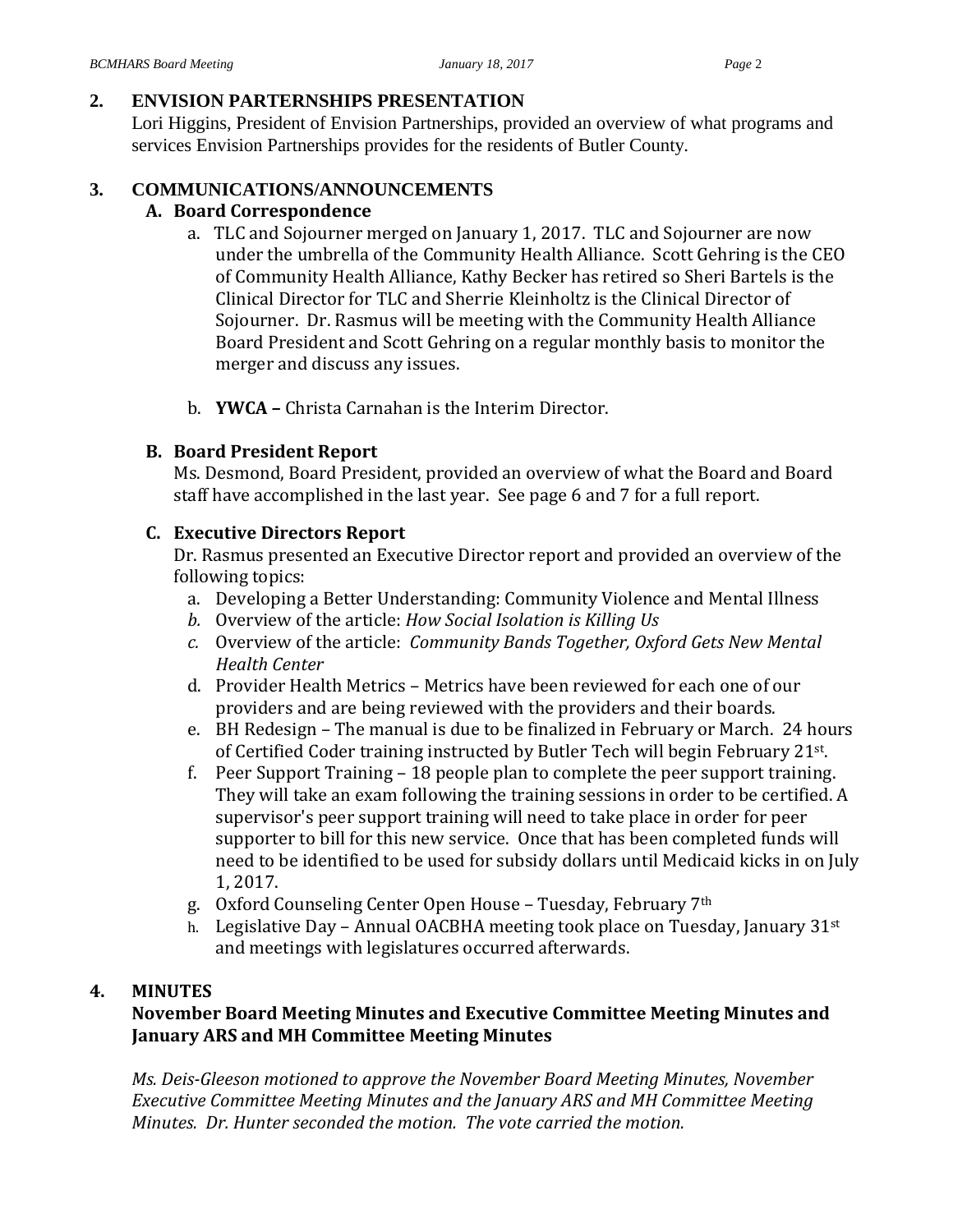## 2. ENVISION PARTERNSHIPS PRESENTATION

Lori Higgins, President of Envision Partnerships, provided an overview of what programs and services Envision Partnerships provides for the residents of Butler County.

## 3. COMMUNICATIONS/ANNOUNCEMENTS

### A. Board Correspondence

a. TLC and Sojourner merged on January 1, 2017. TLC and Sojourner are now under the umbrella of the Community Health Alliance. Scott Gehring is the CEO of Community Health Alliance, Kathy Becker has retired so Sheri Bartels is the Clinical Director for TLC and Sherrie Kleinholtz is the Clinical Director of Sojourner. Dr. Rasmus will be meeting with the Community Health Alliance Board President and Scott Gehring on a regular monthly basis to monitor the merger and discuss any issues.

b. **YWCA –** Christa Carnahan is the Interim Director.

### B. Board President Report

Ms. Desmond, Board President, provided an overview of what the Board and Board staff have accomplished in the last year. See page 6 and 7 for a full report.

### C. Executive Directors Report

Dr. Rasmus presented an Executive Director report and provided an overview of the following topics:

a. Developing a Better Understanding: Community Violence and Mental Illness
b. Overview of the article: *How Social Isolation is Killing Us*
c. Overview of the article: *Community Bands Together, Oxford Gets New Mental Health Center*
d. Provider Health Metrics – Metrics have been reviewed for each one of our providers and are being reviewed with the providers and their boards.
e. BH Redesign – The manual is due to be finalized in February or March. 24 hours of Certified Coder training instructed by Butler Tech will begin February 21st.
f. Peer Support Training – 18 people plan to complete the peer support training. They will take an exam following the training sessions in order to be certified. A supervisor's peer support training will need to take place in order for peer supporter to bill for this new service. Once that has been completed funds will need to be identified to be used for subsidy dollars until Medicaid kicks in on July 1, 2017.
g. Oxford Counseling Center Open House – Tuesday, February 7th
h. Legislative Day – Annual OACBHA meeting took place on Tuesday, January 31st and meetings with legislatures occurred afterwards.

## 4. MINUTES

**November Board Meeting Minutes and Executive Committee Meeting Minutes and January ARS and MH Committee Meeting Minutes**

*Ms. Deis-Gleeson motioned to approve the November Board Meeting Minutes, November Executive Committee Meeting Minutes and the January ARS and MH Committee Meeting Minutes. Dr. Hunter seconded the motion. The vote carried the motion.*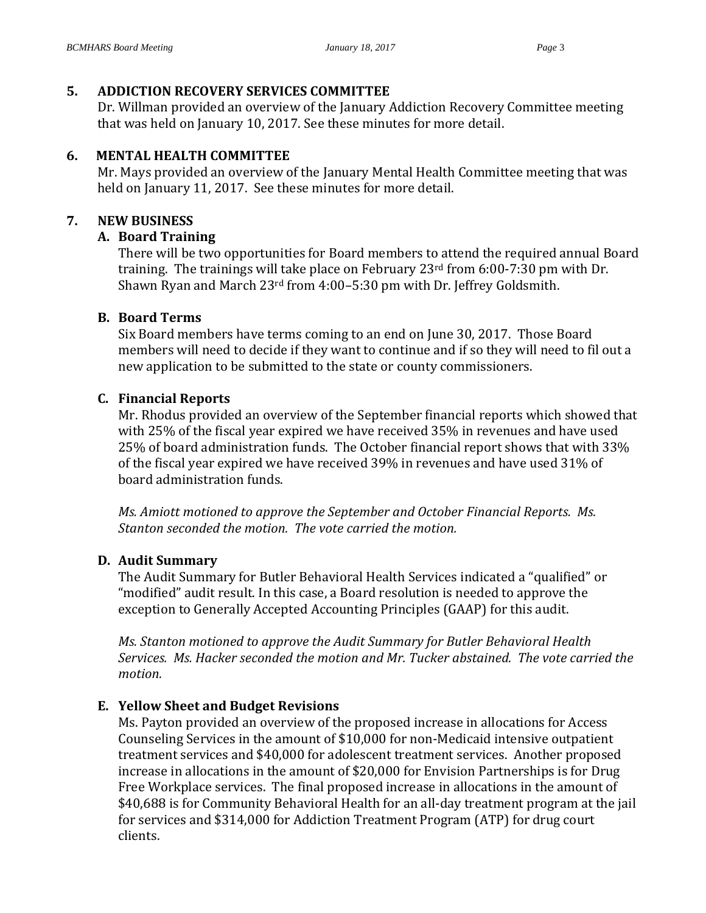## 5. ADDICTION RECOVERY SERVICES COMMITTEE

Dr. Willman provided an overview of the January Addiction Recovery Committee meeting that was held on January 10, 2017. See these minutes for more detail.

## 6. MENTAL HEALTH COMMITTEE

Mr. Mays provided an overview of the January Mental Health Committee meeting that was held on January 11, 2017. See these minutes for more detail.

## 7. NEW BUSINESS

### A. Board Training

There will be two opportunities for Board members to attend the required annual Board training. The trainings will take place on February 23rd from 6:00-7:30 pm with Dr. Shawn Ryan and March 23rd from 4:00–5:30 pm with Dr. Jeffrey Goldsmith.

### B. Board Terms

Six Board members have terms coming to an end on June 30, 2017. Those Board members will need to decide if they want to continue and if so they will need to fil out a new application to be submitted to the state or county commissioners.

### C. Financial Reports

Mr. Rhodus provided an overview of the September financial reports which showed that with 25% of the fiscal year expired we have received 35% in revenues and have used 25% of board administration funds. The October financial report shows that with 33% of the fiscal year expired we have received 39% in revenues and have used 31% of board administration funds.

*Ms. Amiott motioned to approve the September and October Financial Reports. Ms. Stanton seconded the motion. The vote carried the motion.*

### D. Audit Summary

The Audit Summary for Butler Behavioral Health Services indicated a "qualified" or "modified" audit result. In this case, a Board resolution is needed to approve the exception to Generally Accepted Accounting Principles (GAAP) for this audit.

*Ms. Stanton motioned to approve the Audit Summary for Butler Behavioral Health Services. Ms. Hacker seconded the motion and Mr. Tucker abstained. The vote carried the motion.*

### E. Yellow Sheet and Budget Revisions

Ms. Payton provided an overview of the proposed increase in allocations for Access Counseling Services in the amount of $10,000 for non-Medicaid intensive outpatient treatment services and $40,000 for adolescent treatment services. Another proposed increase in allocations in the amount of $20,000 for Envision Partnerships is for Drug Free Workplace services. The final proposed increase in allocations in the amount of $40,688 is for Community Behavioral Health for an all-day treatment program at the jail for services and $314,000 for Addiction Treatment Program (ATP) for drug court clients.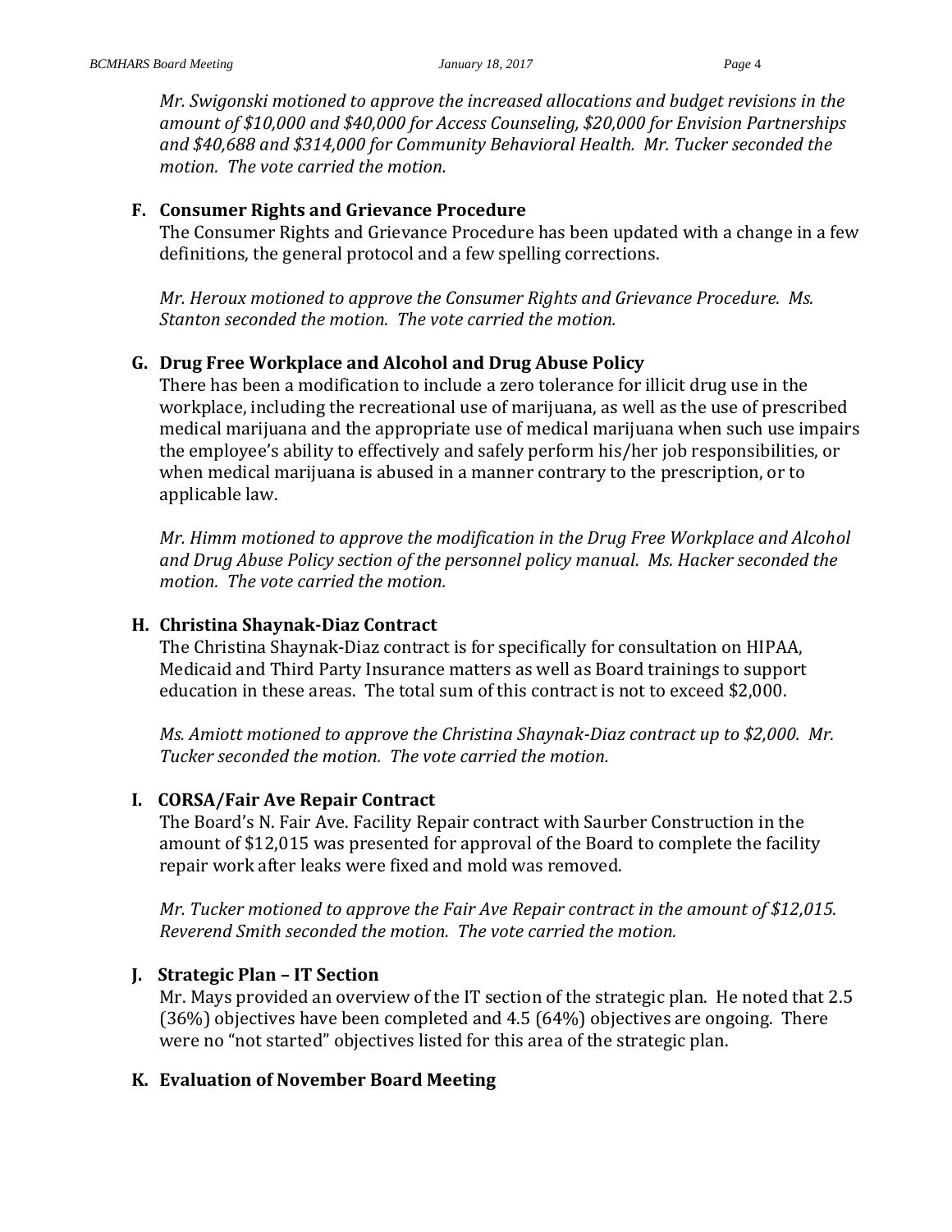*Mr. Swigonski motioned to approve the increased allocations and budget revisions in the amount of $10,000 and $40,000 for Access Counseling, $20,000 for Envision Partnerships and $40,688 and $314,000 for Community Behavioral Health. Mr. Tucker seconded the motion. The vote carried the motion.*

**F. Consumer Rights and Grievance Procedure**

The Consumer Rights and Grievance Procedure has been updated with a change in a few definitions, the general protocol and a few spelling corrections.

*Mr. Heroux motioned to approve the Consumer Rights and Grievance Procedure. Ms. Stanton seconded the motion. The vote carried the motion.*

**G. Drug Free Workplace and Alcohol and Drug Abuse Policy**

There has been a modification to include a zero tolerance for illicit drug use in the workplace, including the recreational use of marijuana, as well as the use of prescribed medical marijuana and the appropriate use of medical marijuana when such use impairs the employee's ability to effectively and safely perform his/her job responsibilities, or when medical marijuana is abused in a manner contrary to the prescription, or to applicable law.

*Mr. Himm motioned to approve the modification in the Drug Free Workplace and Alcohol and Drug Abuse Policy section of the personnel policy manual. Ms. Hacker seconded the motion. The vote carried the motion.*

**H. Christina Shaynak-Diaz Contract**

The Christina Shaynak-Diaz contract is for specifically for consultation on HIPAA, Medicaid and Third Party Insurance matters as well as Board trainings to support education in these areas. The total sum of this contract is not to exceed $2,000.

*Ms. Amiott motioned to approve the Christina Shaynak-Diaz contract up to $2,000. Mr. Tucker seconded the motion. The vote carried the motion.*

**I. CORSA/Fair Ave Repair Contract**

The Board's N. Fair Ave. Facility Repair contract with Saurber Construction in the amount of $12,015 was presented for approval of the Board to complete the facility repair work after leaks were fixed and mold was removed.

*Mr. Tucker motioned to approve the Fair Ave Repair contract in the amount of $12,015. Reverend Smith seconded the motion. The vote carried the motion.*

**J. Strategic Plan – IT Section**

Mr. Mays provided an overview of the IT section of the strategic plan. He noted that 2.5 (36%) objectives have been completed and 4.5 (64%) objectives are ongoing. There were no "not started" objectives listed for this area of the strategic plan.

**K. Evaluation of November Board Meeting**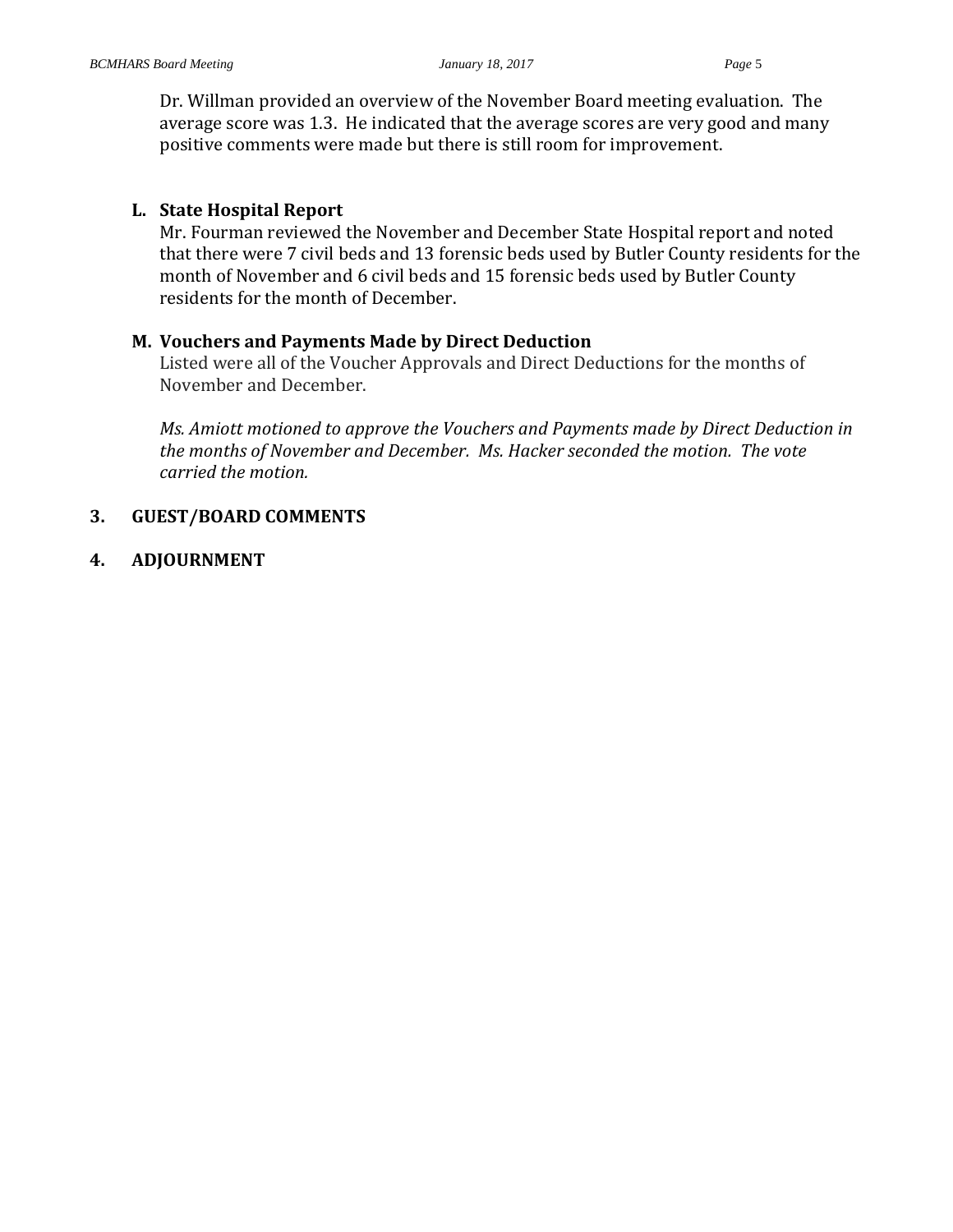Dr. Willman provided an overview of the November Board meeting evaluation. The average score was 1.3. He indicated that the average scores are very good and many positive comments were made but there is still room for improvement.

**L. State Hospital Report**

Mr. Fourman reviewed the November and December State Hospital report and noted that there were 7 civil beds and 13 forensic beds used by Butler County residents for the month of November and 6 civil beds and 15 forensic beds used by Butler County residents for the month of December.

**M. Vouchers and Payments Made by Direct Deduction**

Listed were all of the Voucher Approvals and Direct Deductions for the months of November and December.

*Ms. Amiott motioned to approve the Vouchers and Payments made by Direct Deduction in the months of November and December. Ms. Hacker seconded the motion. The vote carried the motion.*

## 3. GUEST/BOARD COMMENTS

## 4. ADJOURNMENT